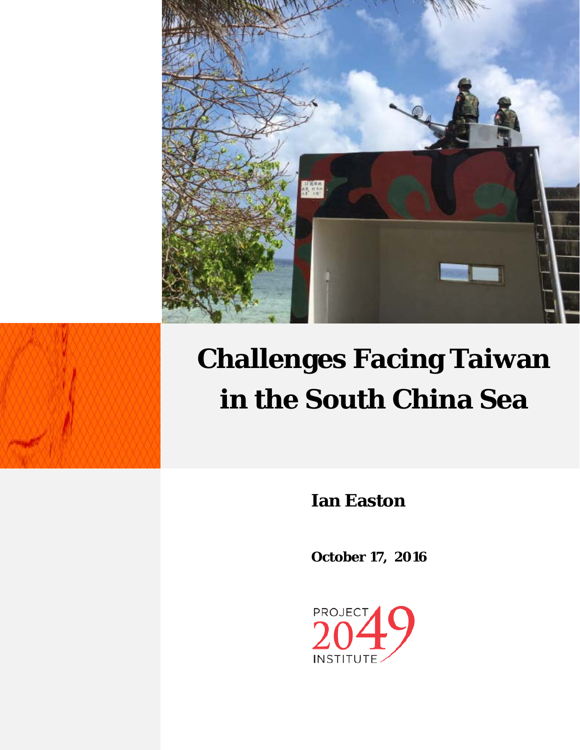# Challenges Facing Taiwan in the South China Sea

**Ian Easton**

**October 17, 2016**

PROJECT 2049 INSTITUTE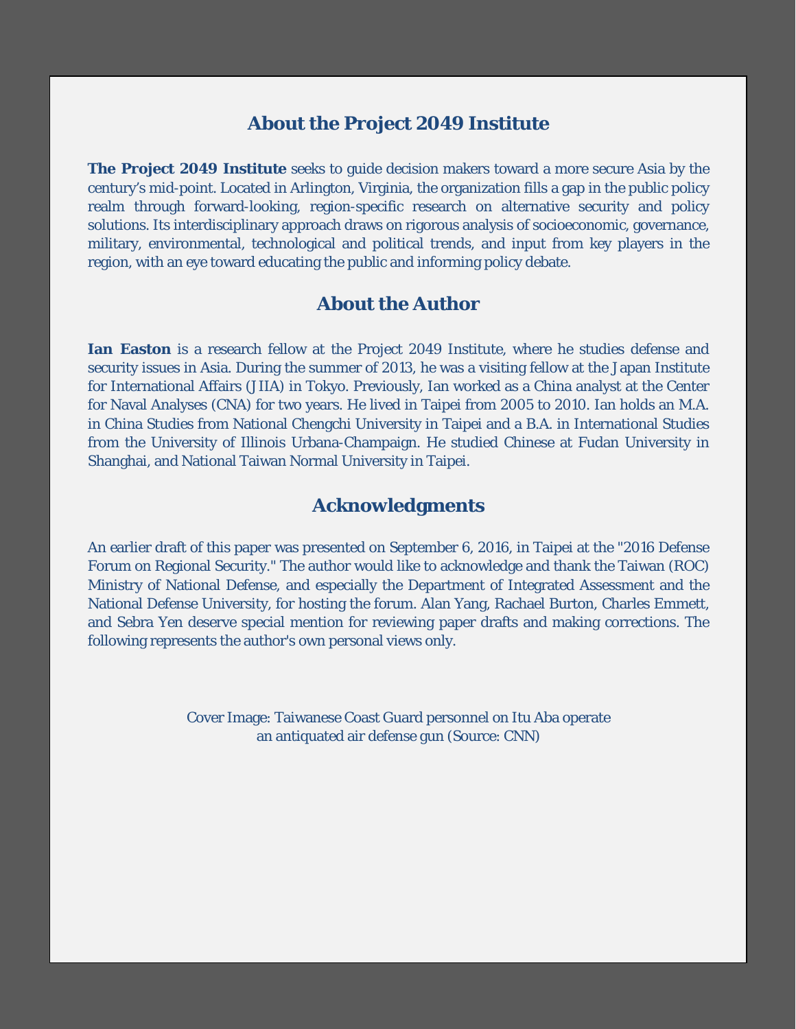## About the Project 2049 Institute

**The Project 2049 Institute** seeks to guide decision makers toward a more secure Asia by the century's mid-point. Located in Arlington, Virginia, the organization fills a gap in the public policy realm through forward-looking, region-specific research on alternative security and policy solutions. Its interdisciplinary approach draws on rigorous analysis of socioeconomic, governance, military, environmental, technological and political trends, and input from key players in the region, with an eye toward educating the public and informing policy debate.

## About the Author

**Ian Easton** is a research fellow at the Project 2049 Institute, where he studies defense and security issues in Asia. During the summer of 2013, he was a visiting fellow at the Japan Institute for International Affairs (JIIA) in Tokyo. Previously, Ian worked as a China analyst at the Center for Naval Analyses (CNA) for two years. He lived in Taipei from 2005 to 2010. Ian holds an M.A. in China Studies from National Chengchi University in Taipei and a B.A. in International Studies from the University of Illinois Urbana-Champaign. He studied Chinese at Fudan University in Shanghai, and National Taiwan Normal University in Taipei.

## Acknowledgments

An earlier draft of this paper was presented on September 6, 2016, in Taipei at the "2016 Defense Forum on Regional Security." The author would like to acknowledge and thank the Taiwan (ROC) Ministry of National Defense, and especially the Department of Integrated Assessment and the National Defense University, for hosting the forum. Alan Yang, Rachael Burton, Charles Emmett, and Sebra Yen deserve special mention for reviewing paper drafts and making corrections. The following represents the author's own personal views only.

Cover Image: Taiwanese Coast Guard personnel on Itu Aba operate an antiquated air defense gun (Source: CNN)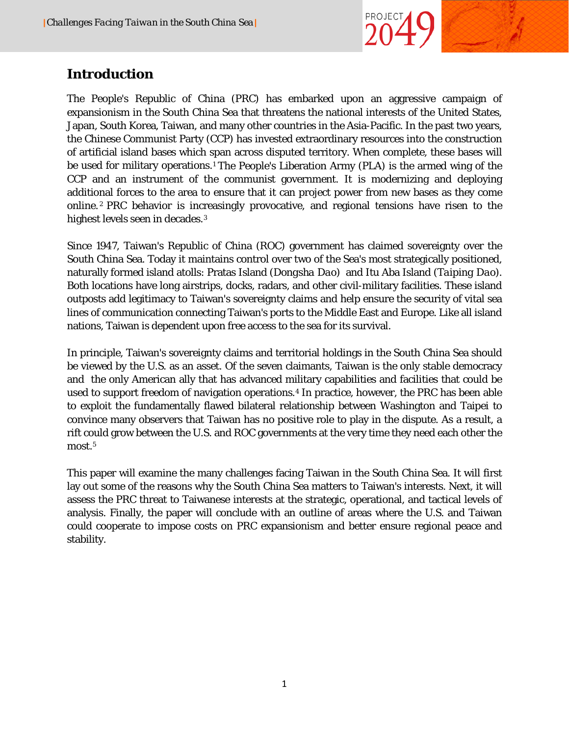## Introduction

The People's Republic of China (PRC) has embarked upon an aggressive campaign of expansionism in the South China Sea that threatens the national interests of the United States, Japan, South Korea, Taiwan, and many other countries in the Asia-Pacific. In the past two years, the Chinese Communist Party (CCP) has invested extraordinary resources into the construction of artificial island bases which span across disputed territory. When complete, these bases will be used for military operations.[1] The People's Liberation Army (PLA) is the armed wing of the CCP and an instrument of the communist government. It is modernizing and deploying additional forces to the area to ensure that it can project power from new bases as they come online.[2] PRC behavior is increasingly provocative, and regional tensions have risen to the highest levels seen in decades.[3]

Since 1947, Taiwan's Republic of China (ROC) government has claimed sovereignty over the South China Sea. Today it maintains control over two of the Sea's most strategically positioned, naturally formed island atolls: Pratas Island (*Dongsha Dao*) and Itu Aba Island (*Taiping Dao*). Both locations have long airstrips, docks, radars, and other civil-military facilities. These island outposts add legitimacy to Taiwan's sovereignty claims and help ensure the security of vital sea lines of communication connecting Taiwan's ports to the Middle East and Europe. Like all island nations, Taiwan is dependent upon free access to the sea for its survival.

In principle, Taiwan's sovereignty claims and territorial holdings in the South China Sea should be viewed by the U.S. as an asset. Of the seven claimants, Taiwan is the only stable democracy and the only American ally that has advanced military capabilities and facilities that could be used to support freedom of navigation operations.[4] In practice, however, the PRC has been able to exploit the fundamentally flawed bilateral relationship between Washington and Taipei to convince many observers that Taiwan has no positive role to play in the dispute. As a result, a rift could grow between the U.S. and ROC governments at the very time they need each other the most.[5]

This paper will examine the many challenges facing Taiwan in the South China Sea. It will first lay out some of the reasons why the South China Sea matters to Taiwan's interests. Next, it will assess the PRC threat to Taiwanese interests at the strategic, operational, and tactical levels of analysis. Finally, the paper will conclude with an outline of areas where the U.S. and Taiwan could cooperate to impose costs on PRC expansionism and better ensure regional peace and stability.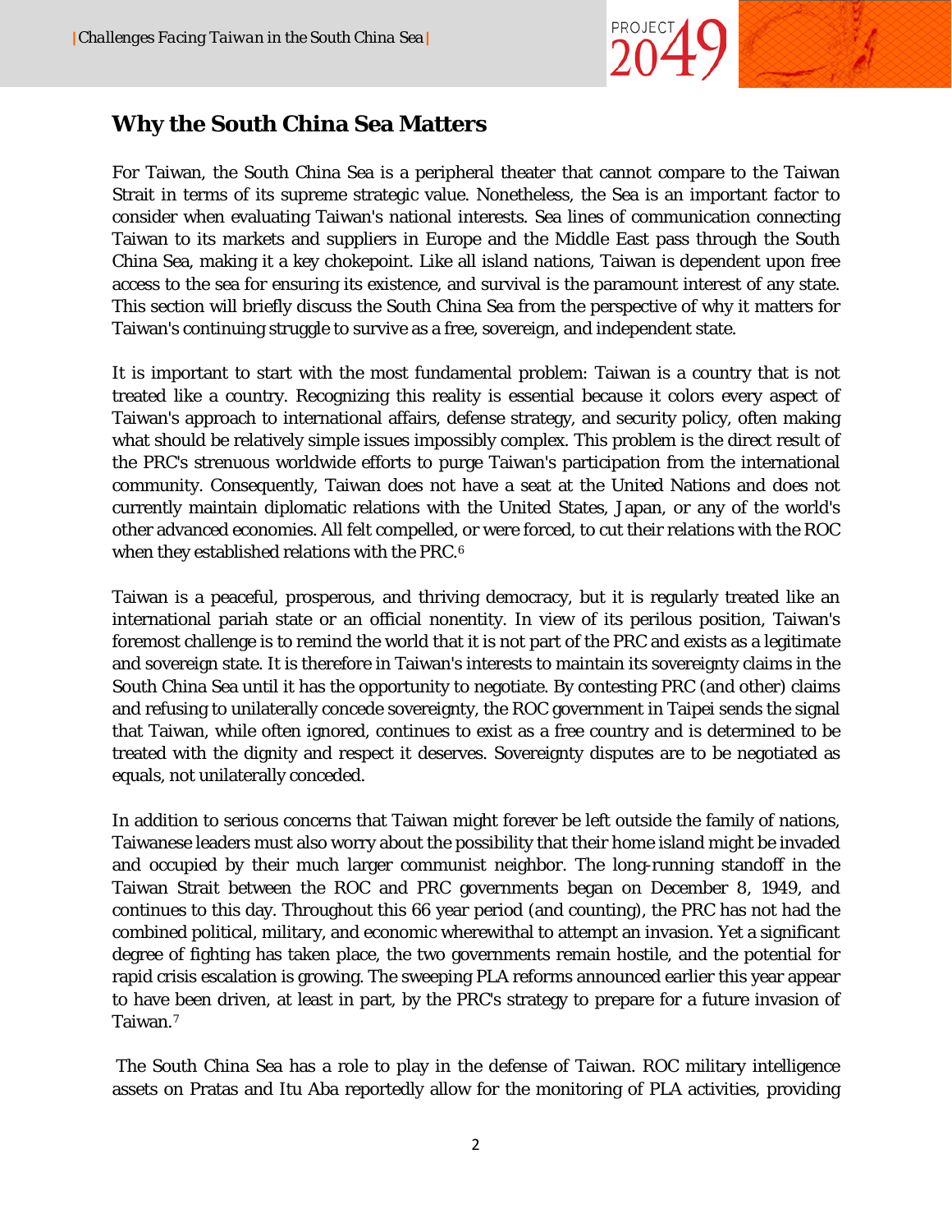## Why the South China Sea Matters

For Taiwan, the South China Sea is a peripheral theater that cannot compare to the Taiwan Strait in terms of its supreme strategic value. Nonetheless, the Sea is an important factor to consider when evaluating Taiwan's national interests. Sea lines of communication connecting Taiwan to its markets and suppliers in Europe and the Middle East pass through the South China Sea, making it a key chokepoint. Like all island nations, Taiwan is dependent upon free access to the sea for ensuring its existence, and survival is the paramount interest of any state. This section will briefly discuss the South China Sea from the perspective of why it matters for Taiwan's continuing struggle to survive as a free, sovereign, and independent state.

It is important to start with the most fundamental problem: Taiwan is a country that is not treated like a country. Recognizing this reality is essential because it colors every aspect of Taiwan's approach to international affairs, defense strategy, and security policy, often making what should be relatively simple issues impossibly complex. This problem is the direct result of the PRC's strenuous worldwide efforts to purge Taiwan's participation from the international community. Consequently, Taiwan does not have a seat at the United Nations and does not currently maintain diplomatic relations with the United States, Japan, or any of the world's other advanced economies. All felt compelled, or were forced, to cut their relations with the ROC when they established relations with the PRC.[6]

Taiwan is a peaceful, prosperous, and thriving democracy, but it is regularly treated like an international pariah state or an official nonentity. In view of its perilous position, Taiwan's foremost challenge is to remind the world that it is not part of the PRC and exists as a legitimate and sovereign state. It is therefore in Taiwan's interests to maintain its sovereignty claims in the South China Sea until it has the opportunity to negotiate. By contesting PRC (and other) claims and refusing to unilaterally concede sovereignty, the ROC government in Taipei sends the signal that Taiwan, while often ignored, continues to exist as a free country and is determined to be treated with the dignity and respect it deserves. Sovereignty disputes are to be negotiated as equals, not unilaterally conceded.

In addition to serious concerns that Taiwan might forever be left outside the family of nations, Taiwanese leaders must also worry about the possibility that their home island might be invaded and occupied by their much larger communist neighbor. The long-running standoff in the Taiwan Strait between the ROC and PRC governments began on December 8, 1949, and continues to this day. Throughout this 66 year period (and counting), the PRC has not had the combined political, military, and economic wherewithal to attempt an invasion. Yet a significant degree of fighting has taken place, the two governments remain hostile, and the potential for rapid crisis escalation is growing. The sweeping PLA reforms announced earlier this year appear to have been driven, at least in part, by the PRC's strategy to prepare for a future invasion of Taiwan.[7]

The South China Sea has a role to play in the defense of Taiwan. ROC military intelligence assets on Pratas and Itu Aba reportedly allow for the monitoring of PLA activities, providing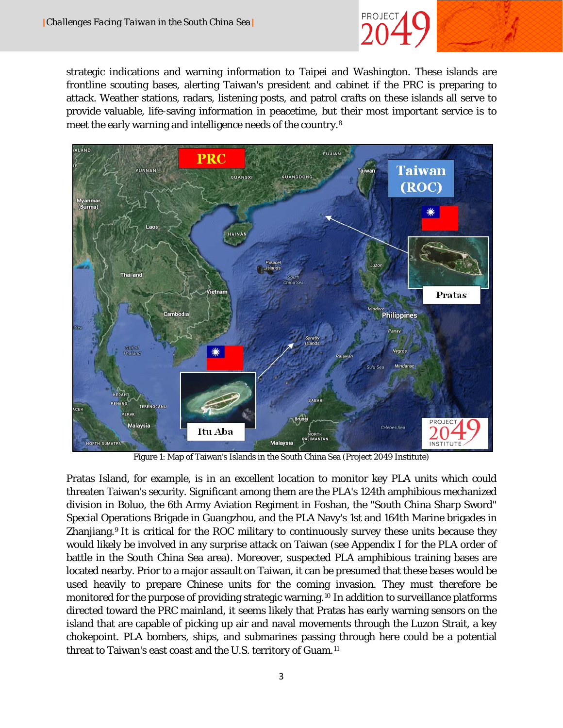strategic indications and warning information to Taipei and Washington. These islands are frontline scouting bases, alerting Taiwan's president and cabinet if the PRC is preparing to attack. Weather stations, radars, listening posts, and patrol crafts on these islands all serve to provide valuable, life-saving information in peacetime, but their most important service is to meet the early warning and intelligence needs of the country.[8]

Figure 1: Map of Taiwan's Islands in the South China Sea (Project 2049 Institute)

Pratas Island, for example, is in an excellent location to monitor key PLA units which could threaten Taiwan's security. Significant among them are the PLA's 124th amphibious mechanized division in Boluo, the 6th Army Aviation Regiment in Foshan, the "South China Sharp Sword" Special Operations Brigade in Guangzhou, and the PLA Navy's 1st and 164th Marine brigades in Zhanjiang.[9] It is critical for the ROC military to continuously survey these units because they would likely be involved in any surprise attack on Taiwan (see Appendix I for the PLA order of battle in the South China Sea area). Moreover, suspected PLA amphibious training bases are located nearby. Prior to a major assault on Taiwan, it can be presumed that these bases would be used heavily to prepare Chinese units for the coming invasion. They must therefore be monitored for the purpose of providing strategic warning.[10] In addition to surveillance platforms directed toward the PRC mainland, it seems likely that Pratas has early warning sensors on the island that are capable of picking up air and naval movements through the Luzon Strait, a key chokepoint. PLA bombers, ships, and submarines passing through here could be a potential threat to Taiwan's east coast and the U.S. territory of Guam.[11]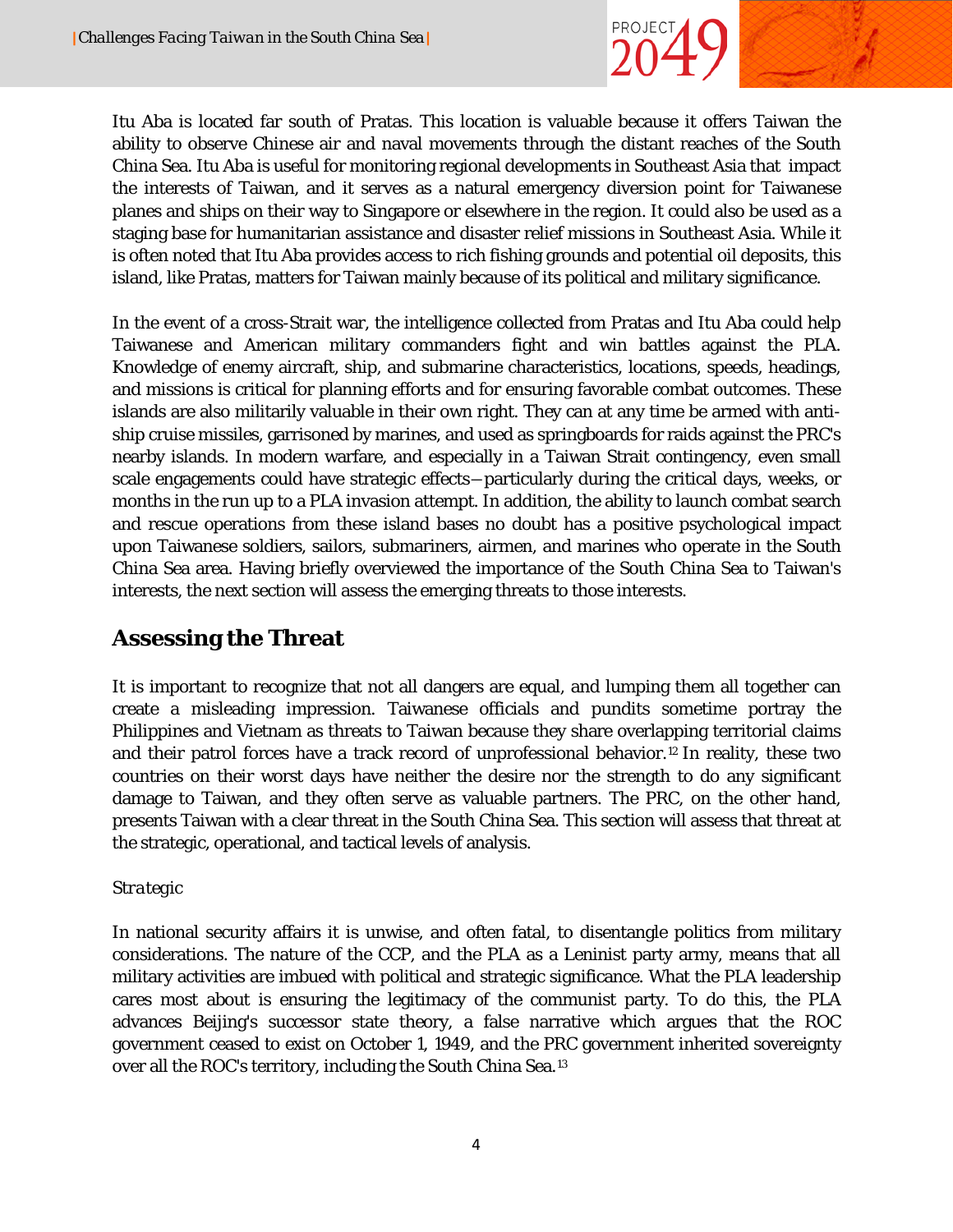Itu Aba is located far south of Pratas. This location is valuable because it offers Taiwan the ability to observe Chinese air and naval movements through the distant reaches of the South China Sea. Itu Aba is useful for monitoring regional developments in Southeast Asia that impact the interests of Taiwan, and it serves as a natural emergency diversion point for Taiwanese planes and ships on their way to Singapore or elsewhere in the region. It could also be used as a staging base for humanitarian assistance and disaster relief missions in Southeast Asia. While it is often noted that Itu Aba provides access to rich fishing grounds and potential oil deposits, this island, like Pratas, matters for Taiwan mainly because of its political and military significance.

In the event of a cross-Strait war, the intelligence collected from Pratas and Itu Aba could help Taiwanese and American military commanders fight and win battles against the PLA. Knowledge of enemy aircraft, ship, and submarine characteristics, locations, speeds, headings, and missions is critical for planning efforts and for ensuring favorable combat outcomes. These islands are also militarily valuable in their own right. They can at any time be armed with anti-ship cruise missiles, garrisoned by marines, and used as springboards for raids against the PRC's nearby islands. In modern warfare, and especially in a Taiwan Strait contingency, even small scale engagements could have strategic effects—particularly during the critical days, weeks, or months in the run up to a PLA invasion attempt. In addition, the ability to launch combat search and rescue operations from these island bases no doubt has a positive psychological impact upon Taiwanese soldiers, sailors, submariners, airmen, and marines who operate in the South China Sea area. Having briefly overviewed the importance of the South China Sea to Taiwan's interests, the next section will assess the emerging threats to those interests.

## Assessing the Threat

It is important to recognize that not all dangers are equal, and lumping them all together can create a misleading impression. Taiwanese officials and pundits sometime portray the Philippines and Vietnam as threats to Taiwan because they share overlapping territorial claims and their patrol forces have a track record of unprofessional behavior.[12] In reality, these two countries on their worst days have neither the desire nor the strength to do any significant damage to Taiwan, and they often serve as valuable partners. The PRC, on the other hand, presents Taiwan with a clear threat in the South China Sea. This section will assess that threat at the strategic, operational, and tactical levels of analysis.

*Strategic*

In national security affairs it is unwise, and often fatal, to disentangle politics from military considerations. The nature of the CCP, and the PLA as a Leninist party army, means that all military activities are imbued with political and strategic significance. What the PLA leadership cares most about is ensuring the legitimacy of the communist party. To do this, the PLA advances Beijing's successor state theory, a false narrative which argues that the ROC government ceased to exist on October 1, 1949, and the PRC government inherited sovereignty over all the ROC's territory, including the South China Sea.[13]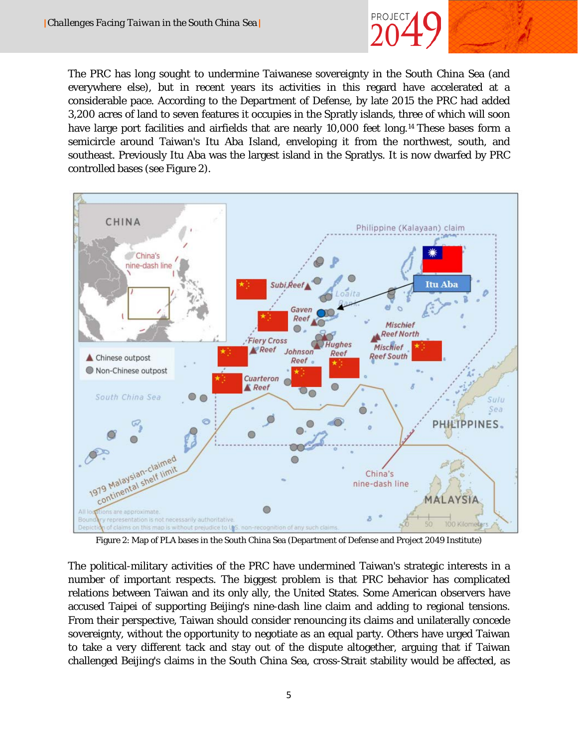The PRC has long sought to undermine Taiwanese sovereignty in the South China Sea (and everywhere else), but in recent years its activities in this regard have accelerated at a considerable pace. According to the Department of Defense, by late 2015 the PRC had added 3,200 acres of land to seven features it occupies in the Spratly islands, three of which will soon have large port facilities and airfields that are nearly 10,000 feet long.[14] These bases form a semicircle around Taiwan's Itu Aba Island, enveloping it from the northwest, south, and southeast. Previously Itu Aba was the largest island in the Spratlys. It is now dwarfed by PRC controlled bases (see Figure 2).

Figure 2: Map of PLA bases in the South China Sea (Department of Defense and Project 2049 Institute)

The political-military activities of the PRC have undermined Taiwan's strategic interests in a number of important respects. The biggest problem is that PRC behavior has complicated relations between Taiwan and its only ally, the United States. Some American observers have accused Taipei of supporting Beijing's nine-dash line claim and adding to regional tensions. From their perspective, Taiwan should consider renouncing its claims and unilaterally concede sovereignty, without the opportunity to negotiate as an equal party. Others have urged Taiwan to take a very different tack and stay out of the dispute altogether, arguing that if Taiwan challenged Beijing's claims in the South China Sea, cross-Strait stability would be affected, as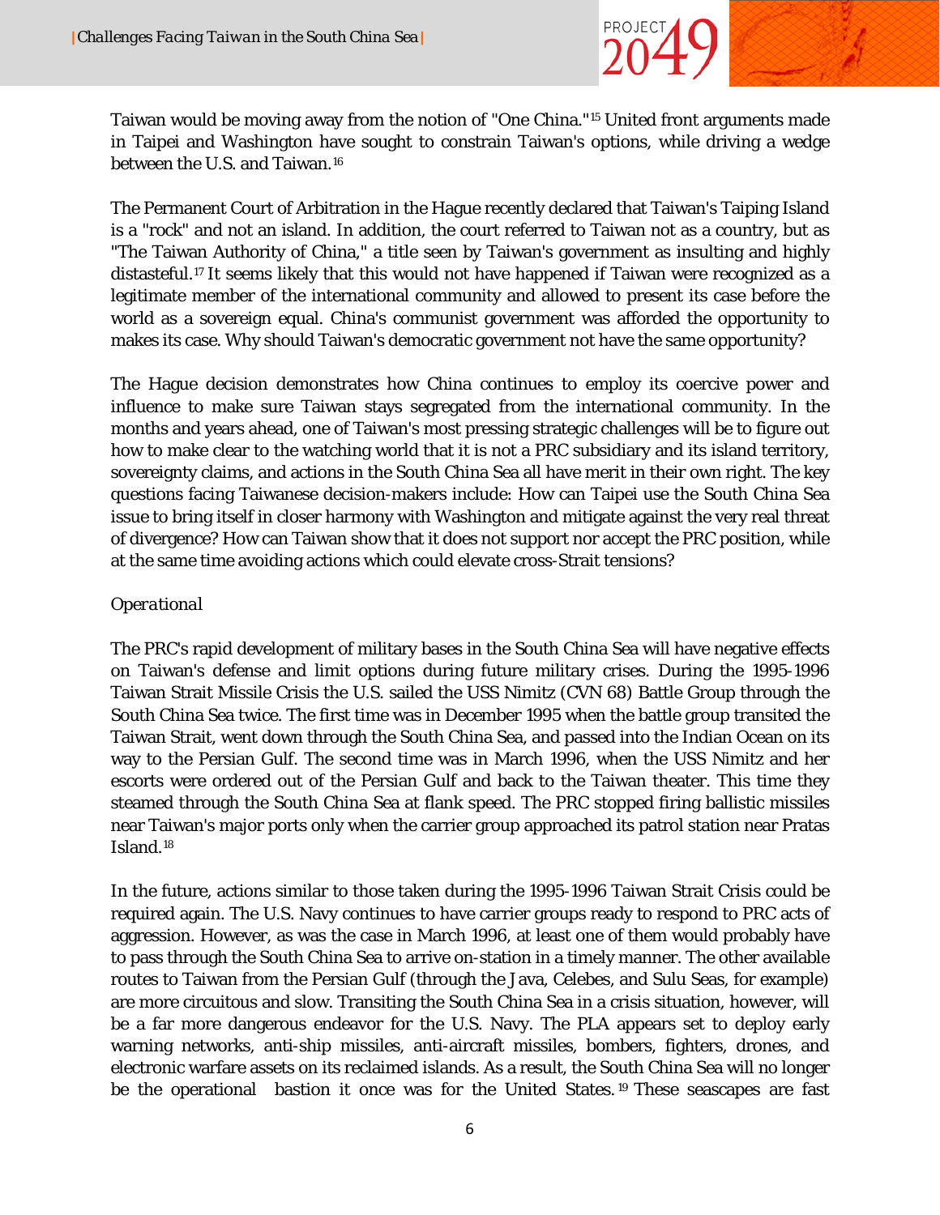Taiwan would be moving away from the notion of "One China."[15] United front arguments made in Taipei and Washington have sought to constrain Taiwan's options, while driving a wedge between the U.S. and Taiwan.[16]

The Permanent Court of Arbitration in the Hague recently declared that Taiwan's Taiping Island is a "rock" and not an island. In addition, the court referred to Taiwan not as a country, but as "The Taiwan Authority of China," a title seen by Taiwan's government as insulting and highly distasteful.[17] It seems likely that this would not have happened if Taiwan were recognized as a legitimate member of the international community and allowed to present its case before the world as a sovereign equal. China's communist government was afforded the opportunity to makes its case. Why should Taiwan's democratic government not have the same opportunity?

The Hague decision demonstrates how China continues to employ its coercive power and influence to make sure Taiwan stays segregated from the international community. In the months and years ahead, one of Taiwan's most pressing strategic challenges will be to figure out how to make clear to the watching world that it is not a PRC subsidiary and its island territory, sovereignty claims, and actions in the South China Sea all have merit in their own right. The key questions facing Taiwanese decision-makers include: How can Taipei use the South China Sea issue to bring itself in closer harmony with Washington and mitigate against the very real threat of divergence? How can Taiwan show that it does not support nor accept the PRC position, while at the same time avoiding actions which could elevate cross-Strait tensions?

*Operational*

The PRC's rapid development of military bases in the South China Sea will have negative effects on Taiwan's defense and limit options during future military crises. During the 1995-1996 Taiwan Strait Missile Crisis the U.S. sailed the USS Nimitz (CVN 68) Battle Group through the South China Sea twice. The first time was in December 1995 when the battle group transited the Taiwan Strait, went down through the South China Sea, and passed into the Indian Ocean on its way to the Persian Gulf. The second time was in March 1996, when the USS Nimitz and her escorts were ordered out of the Persian Gulf and back to the Taiwan theater. This time they steamed through the South China Sea at flank speed. The PRC stopped firing ballistic missiles near Taiwan's major ports only when the carrier group approached its patrol station near Pratas Island.[18]

In the future, actions similar to those taken during the 1995-1996 Taiwan Strait Crisis could be required again. The U.S. Navy continues to have carrier groups ready to respond to PRC acts of aggression. However, as was the case in March 1996, at least one of them would probably have to pass through the South China Sea to arrive on-station in a timely manner. The other available routes to Taiwan from the Persian Gulf (through the Java, Celebes, and Sulu Seas, for example) are more circuitous and slow. Transiting the South China Sea in a crisis situation, however, will be a far more dangerous endeavor for the U.S. Navy. The PLA appears set to deploy early warning networks, anti-ship missiles, anti-aircraft missiles, bombers, fighters, drones, and electronic warfare assets on its reclaimed islands. As a result, the South China Sea will no longer be the operational bastion it once was for the United States.[19] These seascapes are fast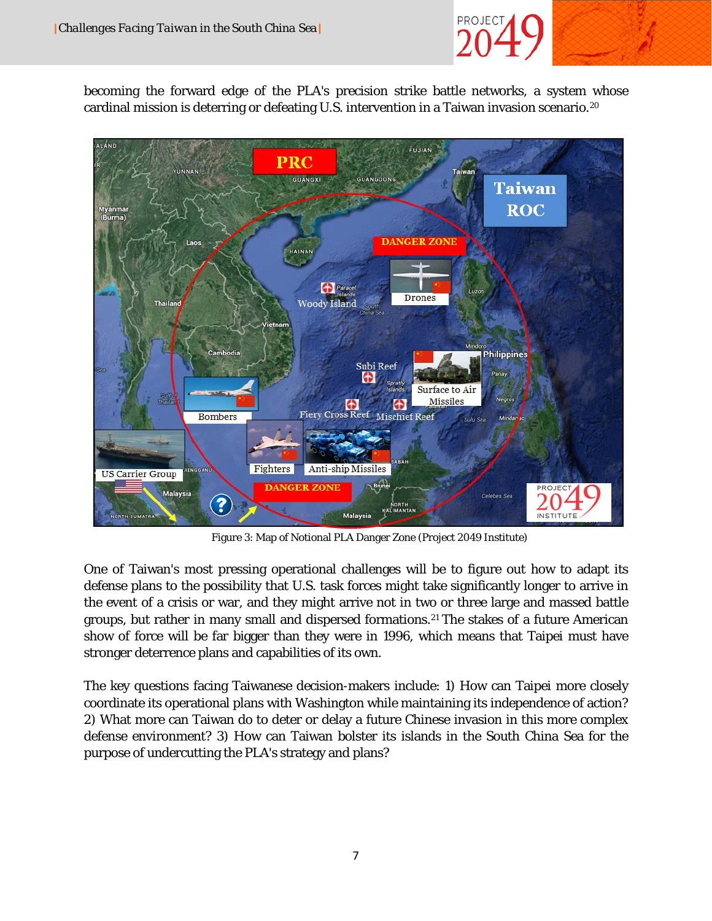becoming the forward edge of the PLA's precision strike battle networks, a system whose cardinal mission is deterring or defeating U.S. intervention in a Taiwan invasion scenario.[20]

Figure 3: Map of Notional PLA Danger Zone (Project 2049 Institute)

One of Taiwan's most pressing operational challenges will be to figure out how to adapt its defense plans to the possibility that U.S. task forces might take significantly longer to arrive in the event of a crisis or war, and they might arrive not in two or three large and massed battle groups, but rather in many small and dispersed formations.[21] The stakes of a future American show of force will be far bigger than they were in 1996, which means that Taipei must have stronger deterrence plans and capabilities of its own.

The key questions facing Taiwanese decision-makers include: 1) How can Taipei more closely coordinate its operational plans with Washington while maintaining its independence of action? 2) What more can Taiwan do to deter or delay a future Chinese invasion in this more complex defense environment? 3) How can Taiwan bolster its islands in the South China Sea for the purpose of undercutting the PLA's strategy and plans?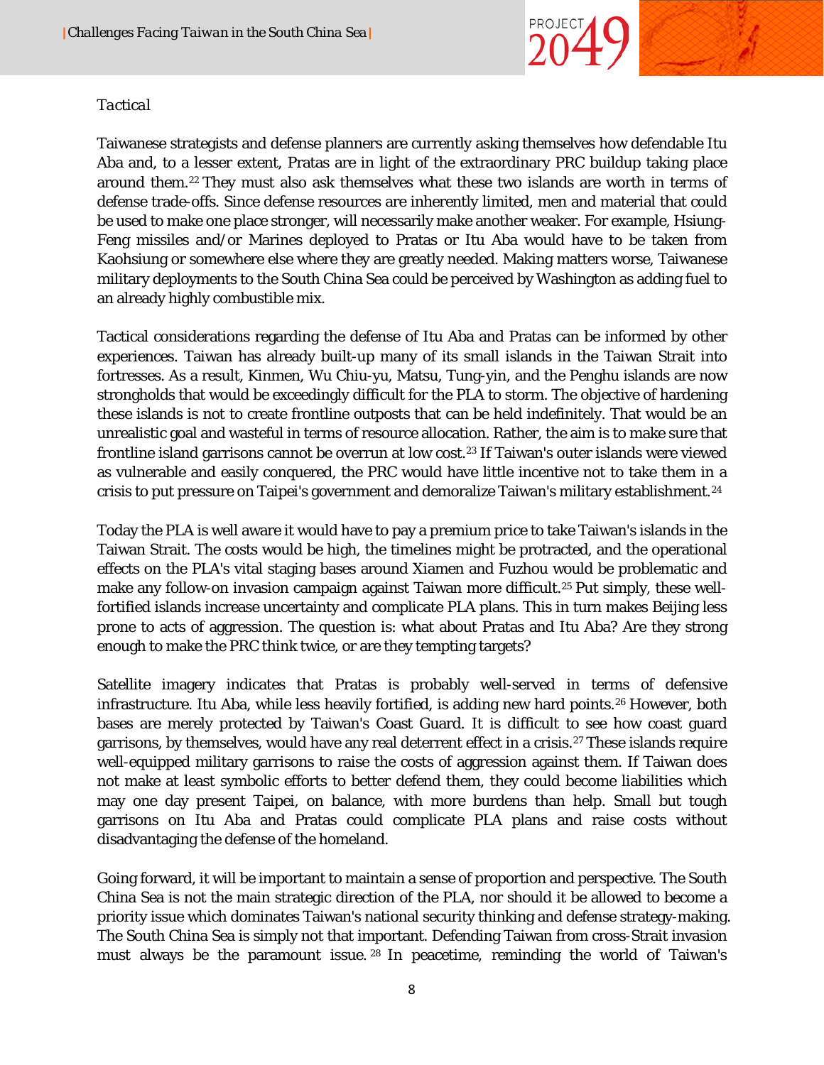*Tactical*

Taiwanese strategists and defense planners are currently asking themselves how defendable Itu Aba and, to a lesser extent, Pratas are in light of the extraordinary PRC buildup taking place around them.[22] They must also ask themselves what these two islands are worth in terms of defense trade-offs. Since defense resources are inherently limited, men and material that could be used to make one place stronger, will necessarily make another weaker. For example, Hsiung-Feng missiles and/or Marines deployed to Pratas or Itu Aba would have to be taken from Kaohsiung or somewhere else where they are greatly needed. Making matters worse, Taiwanese military deployments to the South China Sea could be perceived by Washington as adding fuel to an already highly combustible mix.

Tactical considerations regarding the defense of Itu Aba and Pratas can be informed by other experiences. Taiwan has already built-up many of its small islands in the Taiwan Strait into fortresses. As a result, Kinmen, Wu Chiu-yu, Matsu, Tung-yin, and the Penghu islands are now strongholds that would be exceedingly difficult for the PLA to storm. The objective of hardening these islands is not to create frontline outposts that can be held indefinitely. That would be an unrealistic goal and wasteful in terms of resource allocation. Rather, the aim is to make sure that frontline island garrisons cannot be overrun at low cost.[23] If Taiwan's outer islands were viewed as vulnerable and easily conquered, the PRC would have little incentive not to take them in a crisis to put pressure on Taipei's government and demoralize Taiwan's military establishment.[24]

Today the PLA is well aware it would have to pay a premium price to take Taiwan's islands in the Taiwan Strait. The costs would be high, the timelines might be protracted, and the operational effects on the PLA's vital staging bases around Xiamen and Fuzhou would be problematic and make any follow-on invasion campaign against Taiwan more difficult.[25] Put simply, these well-fortified islands increase uncertainty and complicate PLA plans. This in turn makes Beijing less prone to acts of aggression. The question is: what about Pratas and Itu Aba? Are they strong enough to make the PRC think twice, or are they tempting targets?

Satellite imagery indicates that Pratas is probably well-served in terms of defensive infrastructure. Itu Aba, while less heavily fortified, is adding new hard points.[26] However, both bases are merely protected by Taiwan's Coast Guard. It is difficult to see how coast guard garrisons, by themselves, would have any real deterrent effect in a crisis.[27] These islands require well-equipped military garrisons to raise the costs of aggression against them. If Taiwan does not make at least symbolic efforts to better defend them, they could become liabilities which may one day present Taipei, on balance, with more burdens than help. Small but tough garrisons on Itu Aba and Pratas could complicate PLA plans and raise costs without disadvantaging the defense of the homeland.

Going forward, it will be important to maintain a sense of proportion and perspective. The South China Sea is not the main strategic direction of the PLA, nor should it be allowed to become a priority issue which dominates Taiwan's national security thinking and defense strategy-making. The South China Sea is simply not that important. Defending Taiwan from cross-Strait invasion must always be the paramount issue.[28] In peacetime, reminding the world of Taiwan's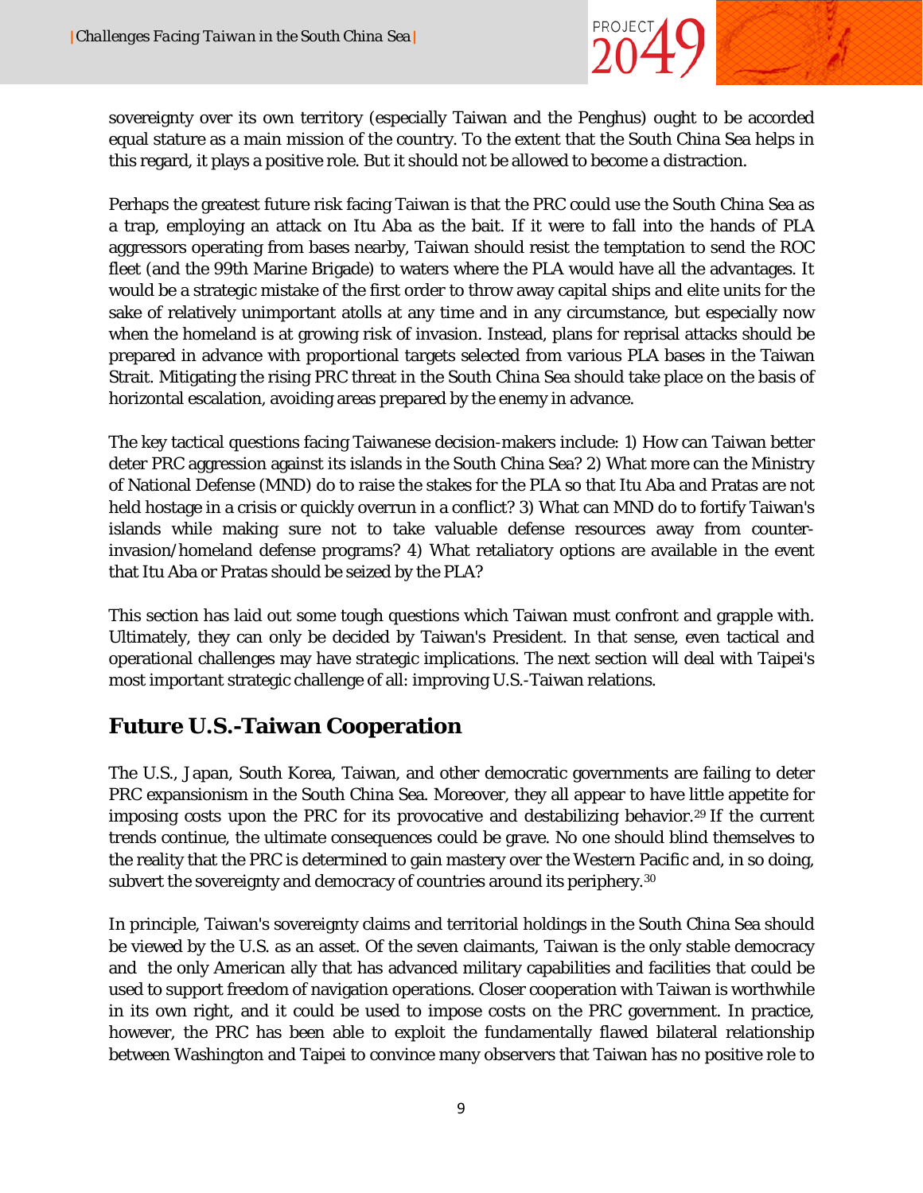sovereignty over its own territory (especially Taiwan and the Penghus) ought to be accorded equal stature as a main mission of the country. To the extent that the South China Sea helps in this regard, it plays a positive role. But it should not be allowed to become a distraction.

Perhaps the greatest future risk facing Taiwan is that the PRC could use the South China Sea as a trap, employing an attack on Itu Aba as the bait. If it were to fall into the hands of PLA aggressors operating from bases nearby, Taiwan should resist the temptation to send the ROC fleet (and the 99th Marine Brigade) to waters where the PLA would have all the advantages. It would be a strategic mistake of the first order to throw away capital ships and elite units for the sake of relatively unimportant atolls at any time and in any circumstance, but especially now when the homeland is at growing risk of invasion. Instead, plans for reprisal attacks should be prepared in advance with proportional targets selected from various PLA bases in the Taiwan Strait. Mitigating the rising PRC threat in the South China Sea should take place on the basis of horizontal escalation, avoiding areas prepared by the enemy in advance.

The key tactical questions facing Taiwanese decision-makers include: 1) How can Taiwan better deter PRC aggression against its islands in the South China Sea? 2) What more can the Ministry of National Defense (MND) do to raise the stakes for the PLA so that Itu Aba and Pratas are not held hostage in a crisis or quickly overrun in a conflict? 3) What can MND do to fortify Taiwan's islands while making sure not to take valuable defense resources away from counter-invasion/homeland defense programs? 4) What retaliatory options are available in the event that Itu Aba or Pratas should be seized by the PLA?

This section has laid out some tough questions which Taiwan must confront and grapple with. Ultimately, they can only be decided by Taiwan's President. In that sense, even tactical and operational challenges may have strategic implications. The next section will deal with Taipei's most important strategic challenge of all: improving U.S.-Taiwan relations.

## Future U.S.-Taiwan Cooperation

The U.S., Japan, South Korea, Taiwan, and other democratic governments are failing to deter PRC expansionism in the South China Sea. Moreover, they all appear to have little appetite for imposing costs upon the PRC for its provocative and destabilizing behavior.[29] If the current trends continue, the ultimate consequences could be grave. No one should blind themselves to the reality that the PRC is determined to gain mastery over the Western Pacific and, in so doing, subvert the sovereignty and democracy of countries around its periphery.[30]

In principle, Taiwan's sovereignty claims and territorial holdings in the South China Sea should be viewed by the U.S. as an asset. Of the seven claimants, Taiwan is the only stable democracy and the only American ally that has advanced military capabilities and facilities that could be used to support freedom of navigation operations. Closer cooperation with Taiwan is worthwhile in its own right, and it could be used to impose costs on the PRC government. In practice, however, the PRC has been able to exploit the fundamentally flawed bilateral relationship between Washington and Taipei to convince many observers that Taiwan has no positive role to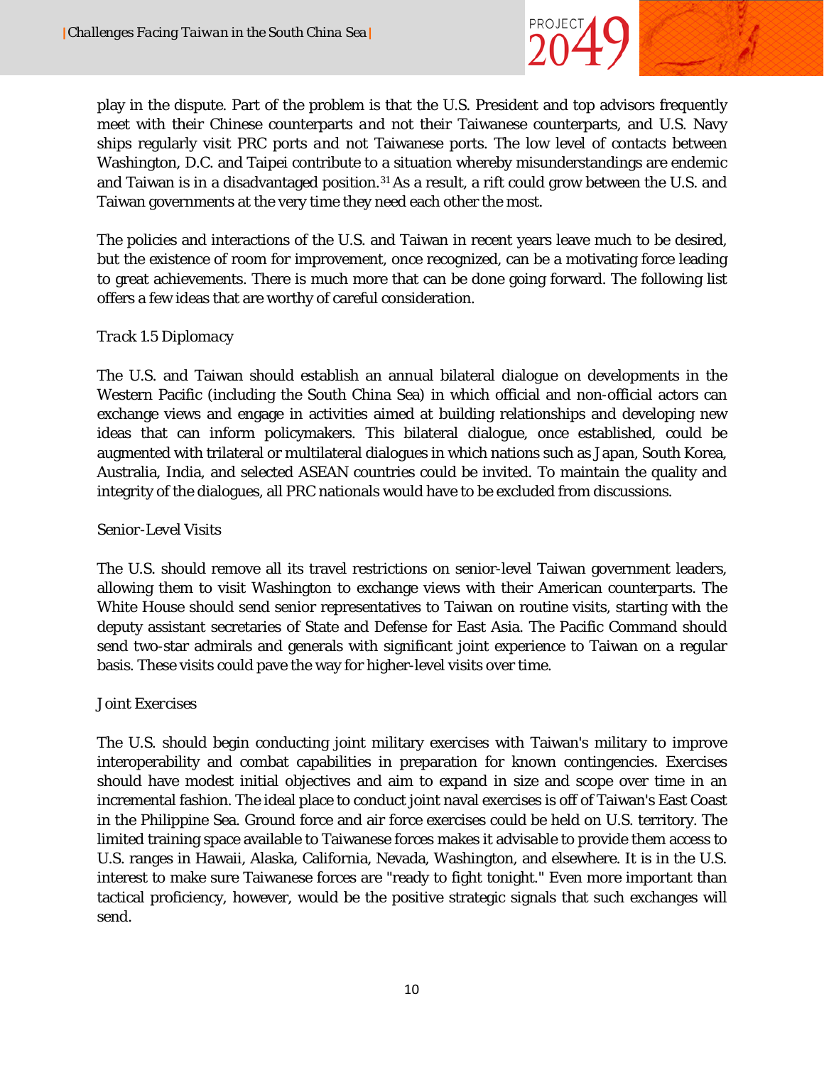play in the dispute. Part of the problem is that the U.S. President and top advisors frequently meet with their Chinese counterparts and not their Taiwanese counterparts, and U.S. Navy ships regularly visit PRC ports and not Taiwanese ports. The low level of contacts between Washington, D.C. and Taipei contribute to a situation whereby misunderstandings are endemic and Taiwan is in a disadvantaged position.[31] As a result, a rift could grow between the U.S. and Taiwan governments at the very time they need each other the most.

The policies and interactions of the U.S. and Taiwan in recent years leave much to be desired, but the existence of room for improvement, once recognized, can be a motivating force leading to great achievements. There is much more that can be done going forward. The following list offers a few ideas that are worthy of careful consideration.

### *Track 1.5 Diplomacy*

The U.S. and Taiwan should establish an annual bilateral dialogue on developments in the Western Pacific (including the South China Sea) in which official and non-official actors can exchange views and engage in activities aimed at building relationships and developing new ideas that can inform policymakers. This bilateral dialogue, once established, could be augmented with trilateral or multilateral dialogues in which nations such as Japan, South Korea, Australia, India, and selected ASEAN countries could be invited. To maintain the quality and integrity of the dialogues, all PRC nationals would have to be excluded from discussions.

### *Senior-Level Visits*

The U.S. should remove all its travel restrictions on senior-level Taiwan government leaders, allowing them to visit Washington to exchange views with their American counterparts. The White House should send senior representatives to Taiwan on routine visits, starting with the deputy assistant secretaries of State and Defense for East Asia. The Pacific Command should send two-star admirals and generals with significant joint experience to Taiwan on a regular basis. These visits could pave the way for higher-level visits over time.

### *Joint Exercises*

The U.S. should begin conducting joint military exercises with Taiwan's military to improve interoperability and combat capabilities in preparation for known contingencies. Exercises should have modest initial objectives and aim to expand in size and scope over time in an incremental fashion. The ideal place to conduct joint naval exercises is off of Taiwan's East Coast in the Philippine Sea. Ground force and air force exercises could be held on U.S. territory. The limited training space available to Taiwanese forces makes it advisable to provide them access to U.S. ranges in Hawaii, Alaska, California, Nevada, Washington, and elsewhere. It is in the U.S. interest to make sure Taiwanese forces are "ready to fight tonight." Even more important than tactical proficiency, however, would be the positive strategic signals that such exchanges will send.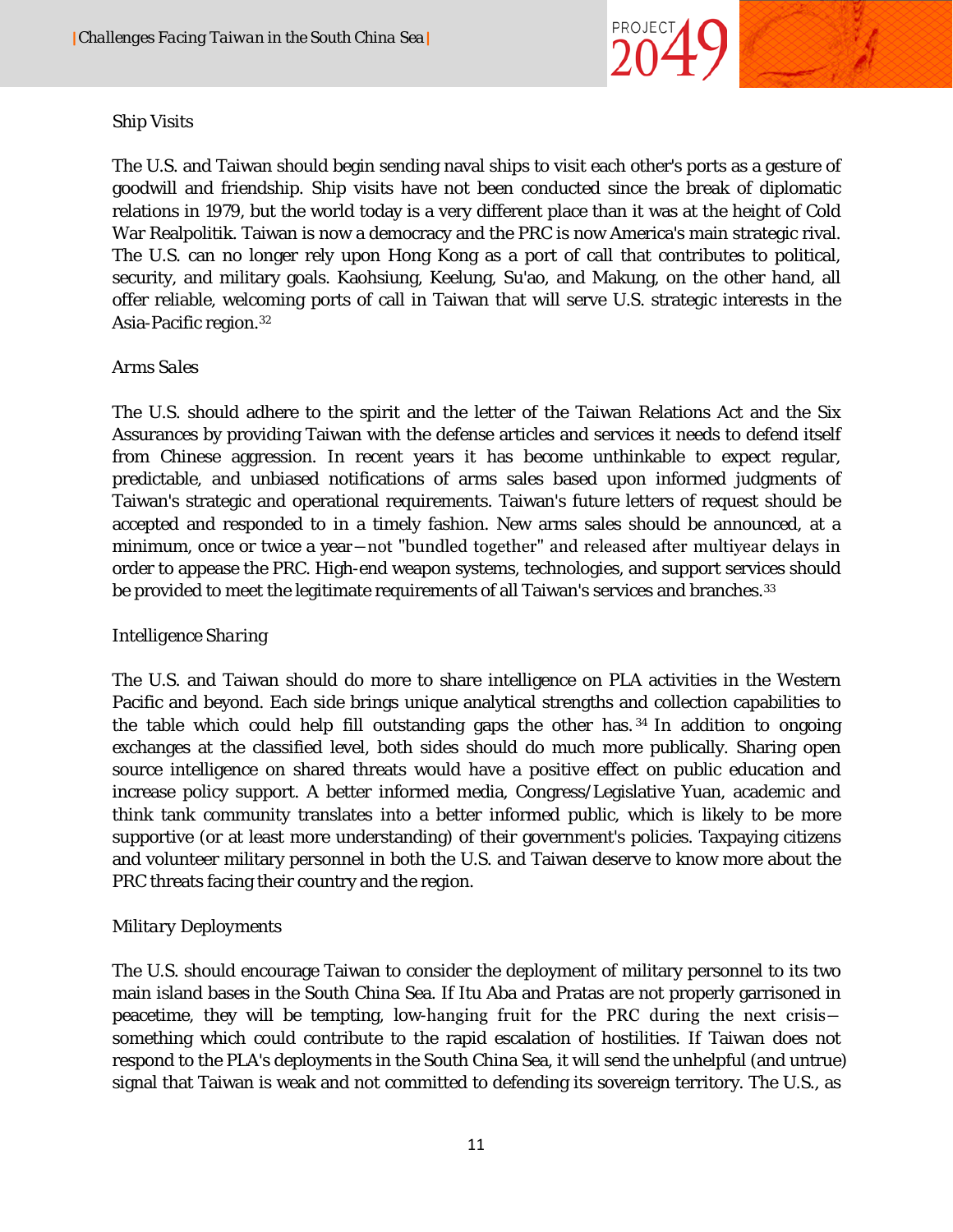Ship Visits

The U.S. and Taiwan should begin sending naval ships to visit each other's ports as a gesture of goodwill and friendship. Ship visits have not been conducted since the break of diplomatic relations in 1979, but the world today is a very different place than it was at the height of Cold War Realpolitik. Taiwan is now a democracy and the PRC is now America's main strategic rival. The U.S. can no longer rely upon Hong Kong as a port of call that contributes to political, security, and military goals. Kaohsiung, Keelung, Su'ao, and Makung, on the other hand, all offer reliable, welcoming ports of call in Taiwan that will serve U.S. strategic interests in the Asia-Pacific region.[32]

*Arms Sales*

The U.S. should adhere to the spirit and the letter of the Taiwan Relations Act and the Six Assurances by providing Taiwan with the defense articles and services it needs to defend itself from Chinese aggression. In recent years it has become unthinkable to expect regular, predictable, and unbiased notifications of arms sales based upon informed judgments of Taiwan's strategic and operational requirements. Taiwan's future letters of request should be accepted and responded to in a timely fashion. New arms sales should be announced, at a minimum, once or twice a year—not "bundled together" and released after multiyear delays in order to appease the PRC. High-end weapon systems, technologies, and support services should be provided to meet the legitimate requirements of all Taiwan's services and branches.[33]

*Intelligence Sharing*

The U.S. and Taiwan should do more to share intelligence on PLA activities in the Western Pacific and beyond. Each side brings unique analytical strengths and collection capabilities to the table which could help fill outstanding gaps the other has.[34] In addition to ongoing exchanges at the classified level, both sides should do much more publically. Sharing open source intelligence on shared threats would have a positive effect on public education and increase policy support. A better informed media, Congress/Legislative Yuan, academic and think tank community translates into a better informed public, which is likely to be more supportive (or at least more understanding) of their government's policies. Taxpaying citizens and volunteer military personnel in both the U.S. and Taiwan deserve to know more about the PRC threats facing their country and the region.

*Military Deployments*

The U.S. should encourage Taiwan to consider the deployment of military personnel to its two main island bases in the South China Sea. If Itu Aba and Pratas are not properly garrisoned in peacetime, they will be tempting, low-hanging fruit for the PRC during the next crisis—something which could contribute to the rapid escalation of hostilities. If Taiwan does not respond to the PLA's deployments in the South China Sea, it will send the unhelpful (and untrue) signal that Taiwan is weak and not committed to defending its sovereign territory. The U.S., as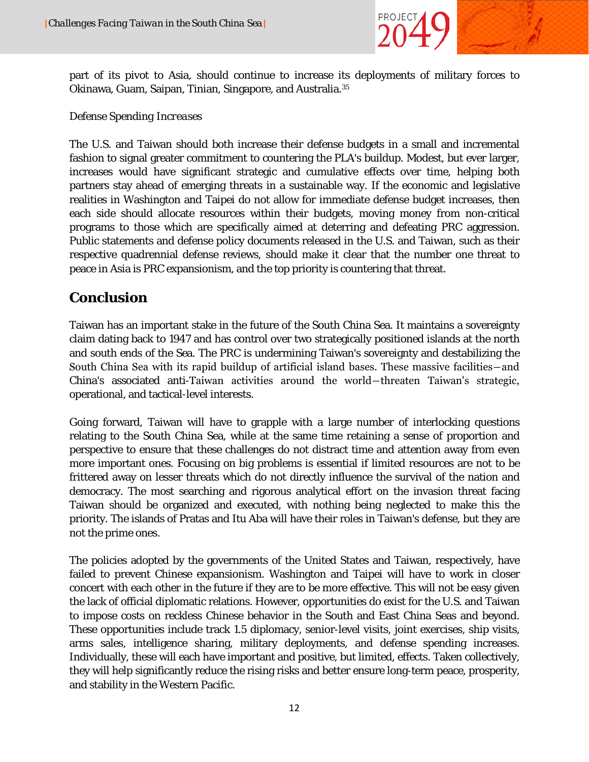part of its pivot to Asia, should continue to increase its deployments of military forces to Okinawa, Guam, Saipan, Tinian, Singapore, and Australia.[35]

*Defense Spending Increases*

The U.S. and Taiwan should both increase their defense budgets in a small and incremental fashion to signal greater commitment to countering the PLA's buildup. Modest, but ever larger, increases would have significant strategic and cumulative effects over time, helping both partners stay ahead of emerging threats in a sustainable way. If the economic and legislative realities in Washington and Taipei do not allow for immediate defense budget increases, then each side should allocate resources within their budgets, moving money from non-critical programs to those which are specifically aimed at deterring and defeating PRC aggression. Public statements and defense policy documents released in the U.S. and Taiwan, such as their respective quadrennial defense reviews, should make it clear that the number one threat to peace in Asia is PRC expansionism, and the top priority is countering that threat.

## Conclusion

Taiwan has an important stake in the future of the South China Sea. It maintains a sovereignty claim dating back to 1947 and has control over two strategically positioned islands at the north and south ends of the Sea. The PRC is undermining Taiwan's sovereignty and destabilizing the South China Sea with its rapid buildup of artificial island bases. These massive facilities—and China's associated anti-Taiwan activities around the world—threaten Taiwan's strategic, operational, and tactical-level interests.

Going forward, Taiwan will have to grapple with a large number of interlocking questions relating to the South China Sea, while at the same time retaining a sense of proportion and perspective to ensure that these challenges do not distract time and attention away from even more important ones. Focusing on big problems is essential if limited resources are not to be frittered away on lesser threats which do not directly influence the survival of the nation and democracy. The most searching and rigorous analytical effort on the invasion threat facing Taiwan should be organized and executed, with nothing being neglected to make this the priority. The islands of Pratas and Itu Aba will have their roles in Taiwan's defense, but they are not the prime ones.

The policies adopted by the governments of the United States and Taiwan, respectively, have failed to prevent Chinese expansionism. Washington and Taipei will have to work in closer concert with each other in the future if they are to be more effective. This will not be easy given the lack of official diplomatic relations. However, opportunities do exist for the U.S. and Taiwan to impose costs on reckless Chinese behavior in the South and East China Seas and beyond. These opportunities include track 1.5 diplomacy, senior-level visits, joint exercises, ship visits, arms sales, intelligence sharing, military deployments, and defense spending increases. Individually, these will each have important and positive, but limited, effects. Taken collectively, they will help significantly reduce the rising risks and better ensure long-term peace, prosperity, and stability in the Western Pacific.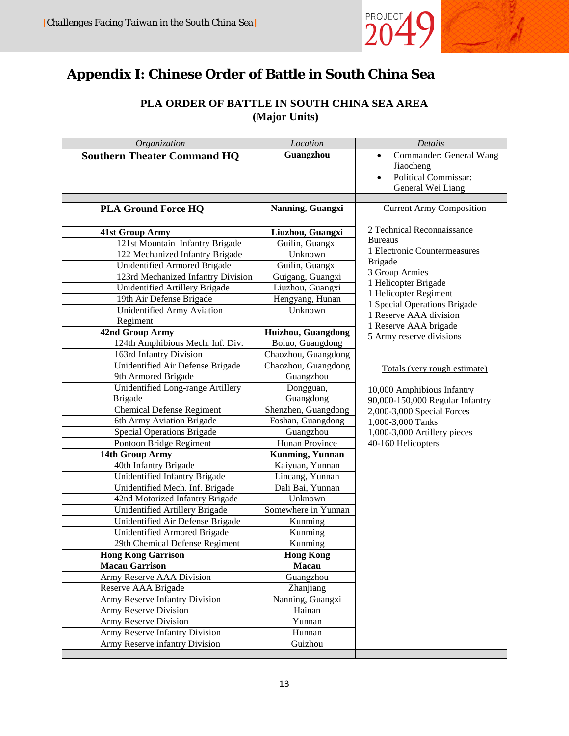## Appendix I: Chinese Order of Battle in South China Sea

**PLA ORDER OF BATTLE IN SOUTH CHINA SEA AREA**
**(Major Units)**

| *Organization* | *Location* | *Details* |
|---|---|---|
| **Southern Theater Command HQ** | **Guangzhou** | • Commander: General Wang Jiaocheng<br>• Political Commissar: General Wei Liang |
| | | |
| **PLA Ground Force HQ** | **Nanning, Guangxi** | Current Army Composition<br><br>2 Technical Reconnaissance Bureaus<br>1 Electronic Countermeasures Brigade<br>3 Group Armies<br>1 Helicopter Brigade<br>1 Helicopter Regiment<br>1 Special Operations Brigade<br>1 Reserve AAA division<br>1 Reserve AAA brigade<br>5 Army reserve divisions<br><br>Totals (very rough estimate)<br><br>10,000 Amphibious Infantry<br>90,000-150,000 Regular Infantry<br>2,000-3,000 Special Forces<br>1,000-3,000 Tanks<br>1,000-3,000 Artillery pieces<br>40-160 Helicopters |
| **41st Group Army** | **Liuzhou, Guangxi** | |
| 121st Mountain Infantry Brigade | Guilin, Guangxi | |
| 122 Mechanized Infantry Brigade | Unknown | |
| Unidentified Armored Brigade | Guilin, Guangxi | |
| 123rd Mechanized Infantry Division | Guigang, Guangxi | |
| Unidentified Artillery Brigade | Liuzhou, Guangxi | |
| 19th Air Defense Brigade | Hengyang, Hunan | |
| Unidentified Army Aviation Regiment | Unknown | |
| **42nd Group Army** | **Huizhou, Guangdong** | |
| 124th Amphibious Mech. Inf. Div. | Boluo, Guangdong | |
| 163rd Infantry Division | Chaozhou, Guangdong | |
| Unidentified Air Defense Brigade | Chaozhou, Guangdong | |
| 9th Armored Brigade | Guangzhou | |
| Unidentified Long-range Artillery Brigade | Dongguan, Guangdong | |
| Chemical Defense Regiment | Shenzhen, Guangdong | |
| 6th Army Aviation Brigade | Foshan, Guangdong | |
| Special Operations Brigade | Guangzhou | |
| Pontoon Bridge Regiment | Hunan Province | |
| **14th Group Army** | **Kunming, Yunnan** | |
| 40th Infantry Brigade | Kaiyuan, Yunnan | |
| Unidentified Infantry Brigade | Lincang, Yunnan | |
| Unidentified Mech. Inf. Brigade | Dali Bai, Yunnan | |
| 42nd Motorized Infantry Brigade | Unknown | |
| Unidentified Artillery Brigade | Somewhere in Yunnan | |
| Unidentified Air Defense Brigade | Kunming | |
| Unidentified Armored Brigade | Kunming | |
| 29th Chemical Defense Regiment | Kunming | |
| **Hong Kong Garrison** | **Hong Kong** | |
| **Macau Garrison** | **Macau** | |
| Army Reserve AAA Division | Guangzhou | |
| Reserve AAA Brigade | Zhanjiang | |
| Army Reserve Infantry Division | Nanning, Guangxi | |
| Army Reserve Division | Hainan | |
| Army Reserve Division | Yunnan | |
| Army Reserve Infantry Division | Hunnan | |
| Army Reserve infantry Division | Guizhou | |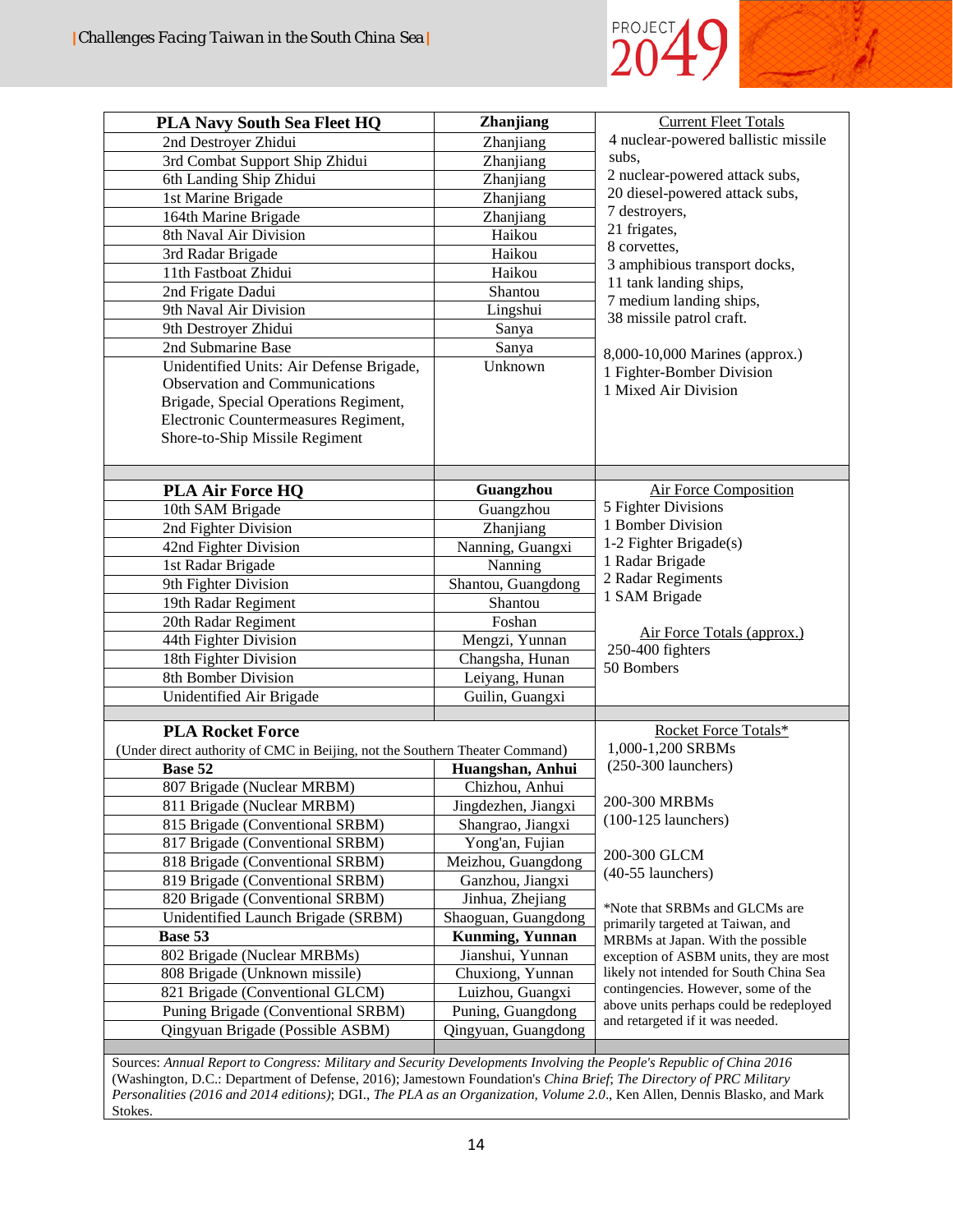| PLA Navy South Sea Fleet HQ | Zhanjiang | Current Fleet Totals |
|---|---|---|
| 2nd Destroyer Zhidui | Zhanjiang | 4 nuclear-powered ballistic missile subs, 2 nuclear-powered attack subs, 20 diesel-powered attack subs, 7 destroyers, 21 frigates, 8 corvettes, 3 amphibious transport docks, 11 tank landing ships, 7 medium landing ships, 38 missile patrol craft. 8,000-10,000 Marines (approx.) 1 Fighter-Bomber Division 1 Mixed Air Division |
| 3rd Combat Support Ship Zhidui | Zhanjiang | |
| 6th Landing Ship Zhidui | Zhanjiang | |
| 1st Marine Brigade | Zhanjiang | |
| 164th Marine Brigade | Zhanjiang | |
| 8th Naval Air Division | Haikou | |
| 3rd Radar Brigade | Haikou | |
| 11th Fastboat Zhidui | Haikou | |
| 2nd Frigate Dadui | Shantou | |
| 9th Naval Air Division | Lingshui | |
| 9th Destroyer Zhidui | Sanya | |
| 2nd Submarine Base | Sanya | |
| Unidentified Units: Air Defense Brigade, Observation and Communications Brigade, Special Operations Regiment, Electronic Countermeasures Regiment, Shore-to-Ship Missile Regiment | Unknown | |
| | | |
| **PLA Air Force HQ** | **Guangzhou** | Air Force Composition |
| 10th SAM Brigade | Guangzhou | 5 Fighter Divisions 1 Bomber Division 1-2 Fighter Brigade(s) 1 Radar Brigade 2 Radar Regiments 1 SAM Brigade Air Force Totals (approx.) 250-400 fighters 50 Bombers |
| 2nd Fighter Division | Zhanjiang | |
| 42nd Fighter Division | Nanning, Guangxi | |
| 1st Radar Brigade | Nanning | |
| 9th Fighter Division | Shantou, Guangdong | |
| 19th Radar Regiment | Shantou | |
| 20th Radar Regiment | Foshan | |
| 44th Fighter Division | Mengzi, Yunnan | |
| 18th Fighter Division | Changsha, Hunan | |
| 8th Bomber Division | Leiyang, Hunan | |
| Unidentified Air Brigade | Guilin, Guangxi | |
| | | |
| **PLA Rocket Force** (Under direct authority of CMC in Beijing, not the Southern Theater Command) | | Rocket Force Totals* |
| **Base 52** | **Huangshan, Anhui** | 1,000-1,200 SRBMs (250-300 launchers) 200-300 MRBMs (100-125 launchers) 200-300 GLCM (40-55 launchers) *Note that SRBMs and GLCMs are primarily targeted at Taiwan, and MRBMs at Japan. With the possible exception of ASBM units, they are most likely not intended for South China Sea contingencies. However, some of the above units perhaps could be redeployed and retargeted if it was needed. |
| 807 Brigade (Nuclear MRBM) | Chizhou, Anhui | |
| 811 Brigade (Nuclear MRBM) | Jingdezhen, Jiangxi | |
| 815 Brigade (Conventional SRBM) | Shangrao, Jiangxi | |
| 817 Brigade (Conventional SRBM) | Yong'an, Fujian | |
| 818 Brigade (Conventional SRBM) | Meizhou, Guangdong | |
| 819 Brigade (Conventional SRBM) | Ganzhou, Jiangxi | |
| 820 Brigade (Conventional SRBM) | Jinhua, Zhejiang | |
| Unidentified Launch Brigade (SRBM) | Shaoguan, Guangdong | |
| **Base 53** | **Kunming, Yunnan** | |
| 802 Brigade (Nuclear MRBMs) | Jianshui, Yunnan | |
| 808 Brigade (Unknown missile) | Chuxiong, Yunnan | |
| 821 Brigade (Conventional GLCM) | Luizhou, Guangxi | |
| Puning Brigade (Conventional SRBM) | Puning, Guangdong | |
| Qingyuan Brigade (Possible ASBM) | Qingyuan, Guangdong | |

Sources: *Annual Report to Congress: Military and Security Developments Involving the People's Republic of China 2016* (Washington, D.C.: Department of Defense, 2016); Jamestown Foundation's *China Brief*; *The Directory of PRC Military Personalities (2016 and 2014 editions)*; DGI., *The PLA as an Organization, Volume 2.0*., Ken Allen, Dennis Blasko, and Mark Stokes.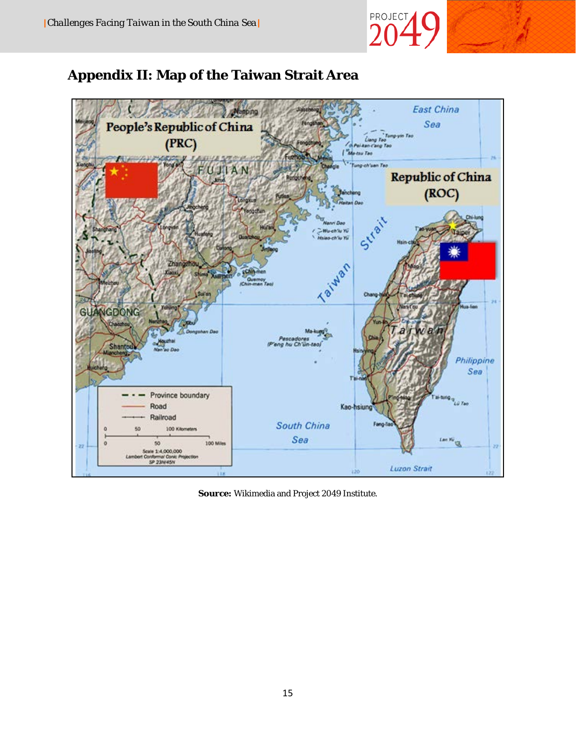## Appendix II: Map of the Taiwan Strait Area

**Source:** Wikimedia and Project 2049 Institute.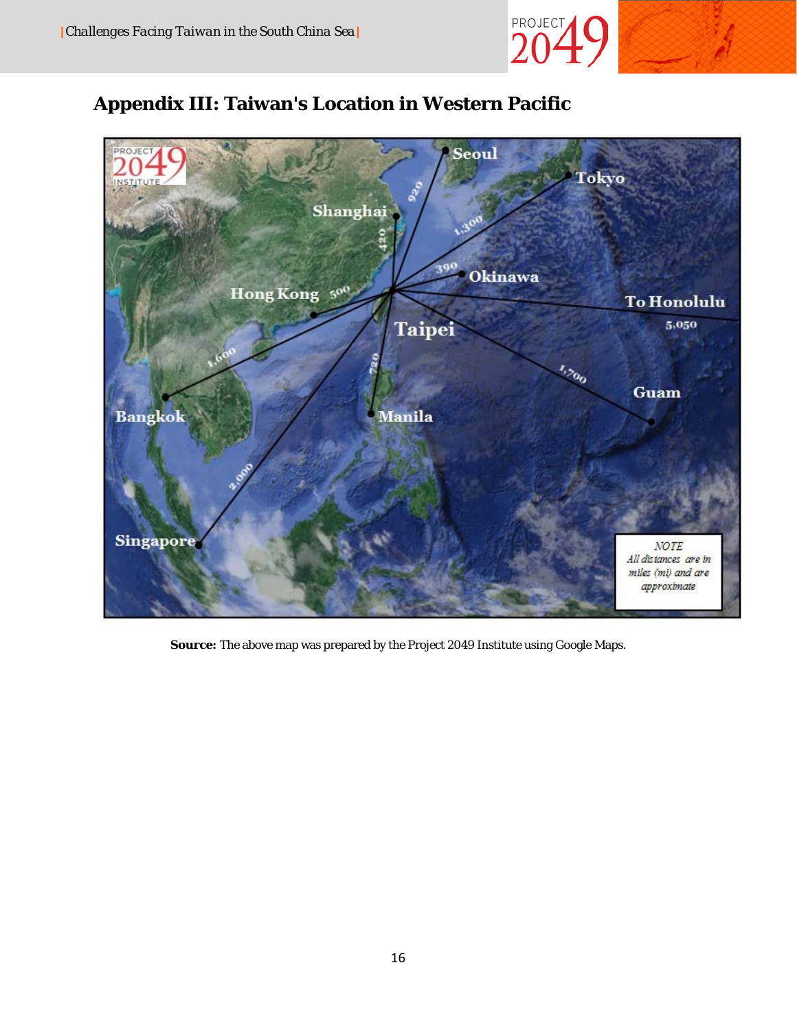## Appendix III: Taiwan's Location in Western Pacific

**Source:** The above map was prepared by the Project 2049 Institute using Google Maps.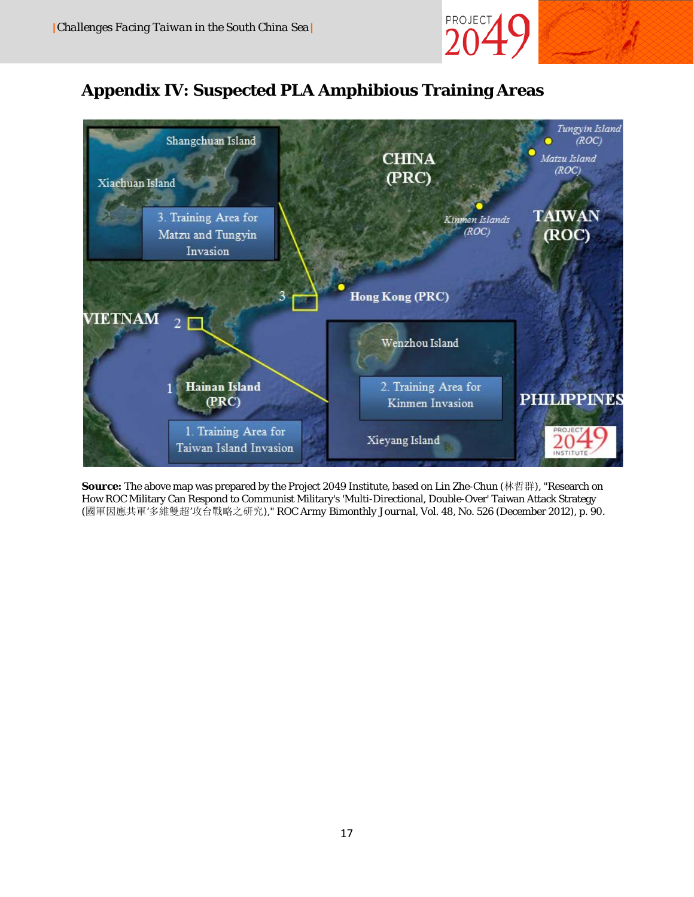## Appendix IV: Suspected PLA Amphibious Training Areas

**Source:** The above map was prepared by the Project 2049 Institute, based on Lin Zhe-Chun (林哲群), "Research on How ROC Military Can Respond to Communist Military's 'Multi-Directional, Double-Over' Taiwan Attack Strategy (國軍因應共軍'多維雙超'攻台戰略之研究)," ROC Army Bimonthly Journal, Vol. 48, No. 526 (December 2012), p. 90.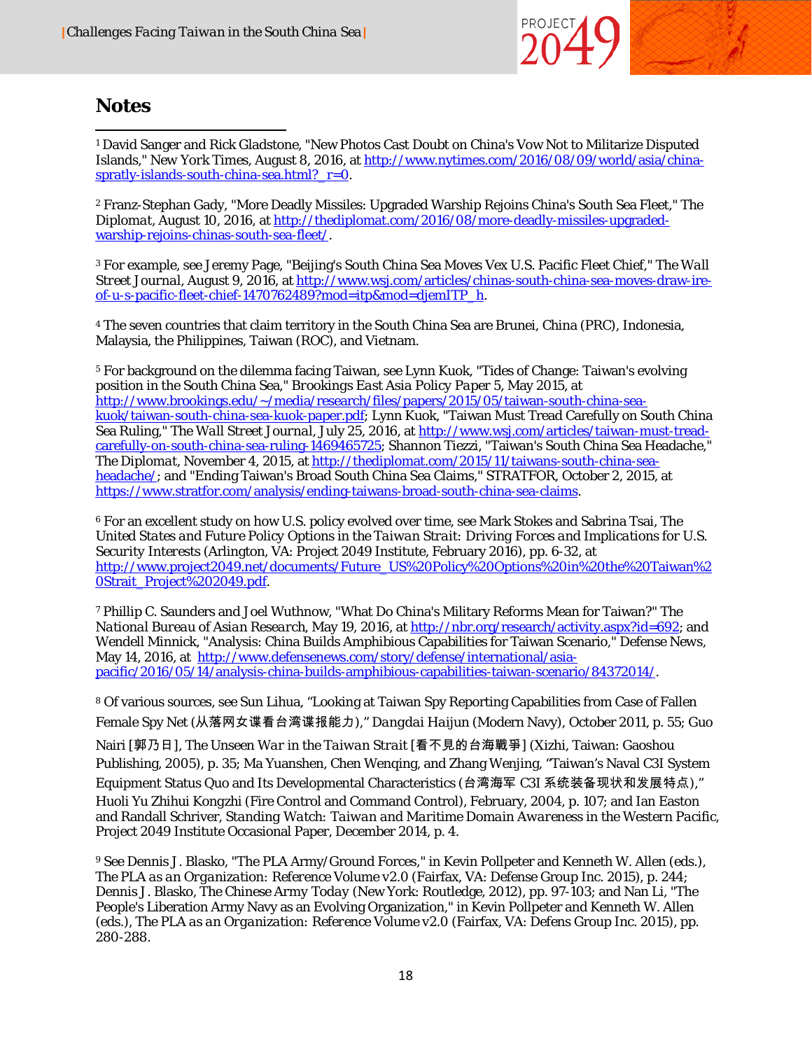## Notes

[1] David Sanger and Rick Gladstone, "New Photos Cast Doubt on China's Vow Not to Militarize Disputed Islands," New York Times, August 8, 2016, at http://www.nytimes.com/2016/08/09/world/asia/china-spratly-islands-south-china-sea.html?_r=0.

[2] Franz-Stephan Gady, "More Deadly Missiles: Upgraded Warship Rejoins China's South Sea Fleet," The Diplomat, August 10, 2016, at http://thediplomat.com/2016/08/more-deadly-missiles-upgraded-warship-rejoins-chinas-south-sea-fleet/.

[3] For example, see Jeremy Page, "Beijing's South China Sea Moves Vex U.S. Pacific Fleet Chief," The Wall Street Journal, August 9, 2016, at http://www.wsj.com/articles/chinas-south-china-sea-moves-draw-ire-of-u-s-pacific-fleet-chief-1470762489?mod=itp&mod=djemITP_h.

[4] The seven countries that claim territory in the South China Sea are Brunei, China (PRC), Indonesia, Malaysia, the Philippines, Taiwan (ROC), and Vietnam.

[5] For background on the dilemma facing Taiwan, see Lynn Kuok, "Tides of Change: Taiwan's evolving position in the South China Sea," Brookings East Asia Policy Paper 5, May 2015, at http://www.brookings.edu/~/media/research/files/papers/2015/05/taiwan-south-china-sea-kuok/taiwan-south-china-sea-kuok-paper.pdf; Lynn Kuok, "Taiwan Must Tread Carefully on South China Sea Ruling," The Wall Street Journal, July 25, 2016, at http://www.wsj.com/articles/taiwan-must-tread-carefully-on-south-china-sea-ruling-1469465725; Shannon Tiezzi, "Taiwan's South China Sea Headache," The Diplomat, November 4, 2015, at http://thediplomat.com/2015/11/taiwans-south-china-sea-headache/; and "Ending Taiwan's Broad South China Sea Claims," STRATFOR, October 2, 2015, at https://www.stratfor.com/analysis/ending-taiwans-broad-south-china-sea-claims.

[6] For an excellent study on how U.S. policy evolved over time, see Mark Stokes and Sabrina Tsai, The United States and Future Policy Options in the Taiwan Strait: Driving Forces and Implications for U.S. Security Interests (Arlington, VA: Project 2049 Institute, February 2016), pp. 6-32, at http://www.project2049.net/documents/Future_US%20Policy%20Options%20in%20the%20Taiwan%20Strait_Project%202049.pdf.

[7] Phillip C. Saunders and Joel Wuthnow, "What Do China's Military Reforms Mean for Taiwan?" The National Bureau of Asian Research, May 19, 2016, at http://nbr.org/research/activity.aspx?id=692; and Wendell Minnick, "Analysis: China Builds Amphibious Capabilities for Taiwan Scenario," Defense News, May 14, 2016, at http://www.defensenews.com/story/defense/international/asia-pacific/2016/05/14/analysis-china-builds-amphibious-capabilities-taiwan-scenario/84372014/.

[8] Of various sources, see Sun Lihua, "Looking at Taiwan Spy Reporting Capabilities from Case of Fallen Female Spy Net (从落网女谍看台湾谍报能力)," Dangdai Haijun (Modern Navy), October 2011, p. 55; Guo Nairi [郭乃日], The Unseen War in the Taiwan Strait [看不見的台海戰爭] (Xizhi, Taiwan: Gaoshou Publishing, 2005), p. 35; Ma Yuanshen, Chen Wenqing, and Zhang Wenjing, "Taiwan's Naval C3I System Equipment Status Quo and Its Developmental Characteristics (台湾海军 C3I 系统装备现状和发展特点)," Huoli Yu Zhihui Kongzhi (Fire Control and Command Control), February, 2004, p. 107; and Ian Easton and Randall Schriver, Standing Watch: Taiwan and Maritime Domain Awareness in the Western Pacific, Project 2049 Institute Occasional Paper, December 2014, p. 4.

[9] See Dennis J. Blasko, "The PLA Army/Ground Forces," in Kevin Pollpeter and Kenneth W. Allen (eds.), The PLA as an Organization: Reference Volume v2.0 (Fairfax, VA: Defense Group Inc. 2015), p. 244; Dennis J. Blasko, The Chinese Army Today (New York: Routledge, 2012), pp. 97-103; and Nan Li, "The People's Liberation Army Navy as an Evolving Organization," in Kevin Pollpeter and Kenneth W. Allen (eds.), The PLA as an Organization: Reference Volume v2.0 (Fairfax, VA: Defens Group Inc. 2015), pp. 280-288.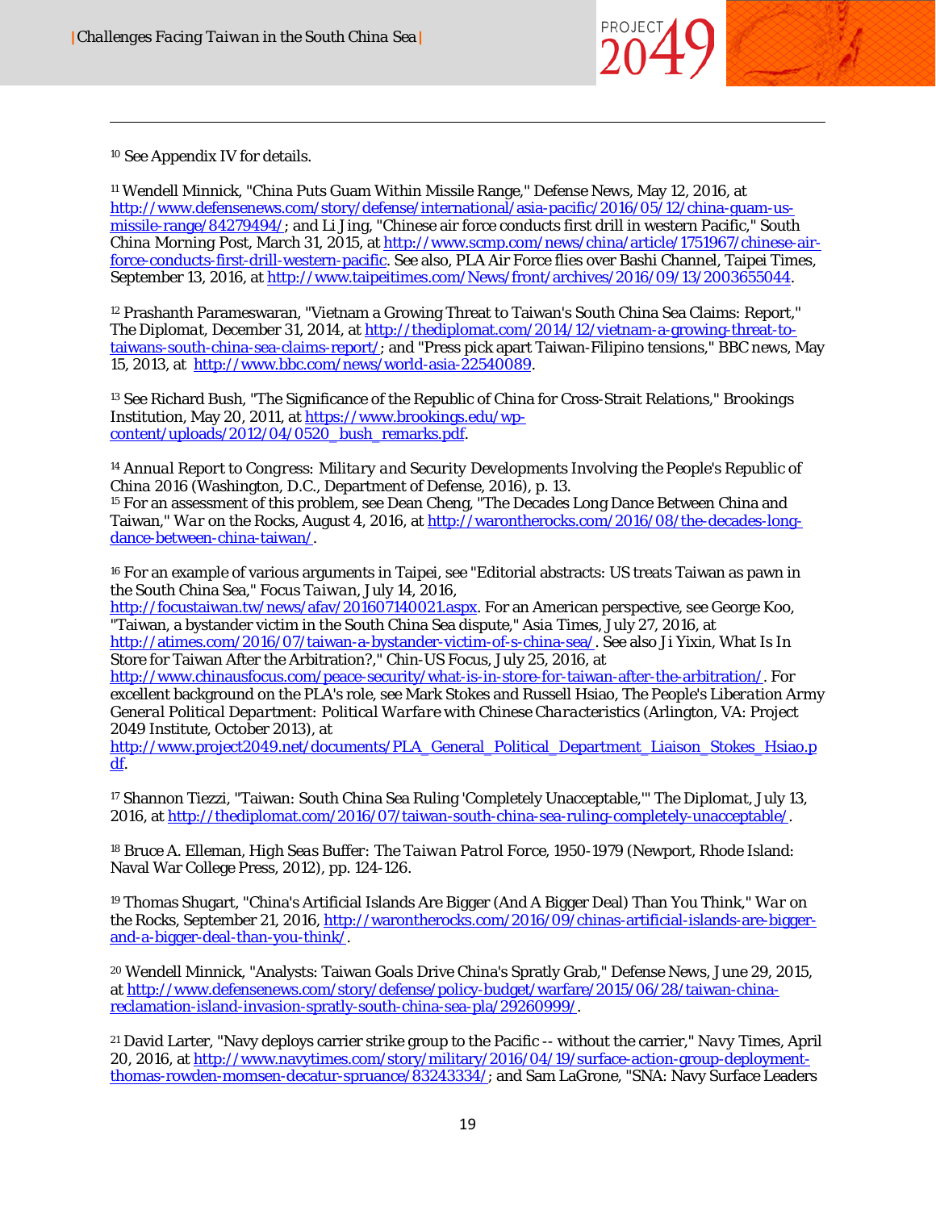[10] See Appendix IV for details.

[11] Wendell Minnick, "China Puts Guam Within Missile Range," Defense News, May 12, 2016, at http://www.defensenews.com/story/defense/international/asia-pacific/2016/05/12/china-guam-us-missile-range/84279494/; and Li Jing, "Chinese air force conducts first drill in western Pacific," South China Morning Post, March 31, 2015, at http://www.scmp.com/news/china/article/1751967/chinese-air-force-conducts-first-drill-western-pacific. See also, PLA Air Force flies over Bashi Channel, Taipei Times, September 13, 2016, at http://www.taipeitimes.com/News/front/archives/2016/09/13/2003655044.

[12] Prashanth Parameswaran, "Vietnam a Growing Threat to Taiwan's South China Sea Claims: Report," *The Diplomat*, December 31, 2014, at http://thediplomat.com/2014/12/vietnam-a-growing-threat-to-taiwans-south-china-sea-claims-report/; and "Press pick apart Taiwan-Filipino tensions," BBC news, May 15, 2013, at http://www.bbc.com/news/world-asia-22540089.

[13] See Richard Bush, "The Significance of the Republic of China for Cross-Strait Relations," Brookings Institution, May 20, 2011, at https://www.brookings.edu/wp-content/uploads/2012/04/0520_bush_remarks.pdf.

[14] *Annual Report to Congress: Military and Security Developments Involving the People's Republic of China 2016* (Washington, D.C., Department of Defense, 2016), p. 13.

[15] For an assessment of this problem, see Dean Cheng, "The Decades Long Dance Between China and Taiwan," *War on the Rocks*, August 4, 2016, at http://warontherocks.com/2016/08/the-decades-long-dance-between-china-taiwan/.

[16] For an example of various arguments in Taipei, see "Editorial abstracts: US treats Taiwan as pawn in the South China Sea," *Focus Taiwan*, July 14, 2016, http://focustaiwan.tw/news/afav/201607140021.aspx. For an American perspective, see George Koo, "Taiwan, a bystander victim in the South China Sea dispute," Asia Times, July 27, 2016, at http://atimes.com/2016/07/taiwan-a-bystander-victim-of-s-china-sea/. See also Ji Yixin, What Is In Store for Taiwan After the Arbitration?," Chin-US Focus, July 25, 2016, at http://www.chinausfocus.com/peace-security/what-is-in-store-for-taiwan-after-the-arbitration/. For excellent background on the PLA's role, see Mark Stokes and Russell Hsiao, *The People's Liberation Army General Political Department: Political Warfare with Chinese Characteristics* (Arlington, VA: Project 2049 Institute, October 2013), at http://www.project2049.net/documents/PLA_General_Political_Department_Liaison_Stokes_Hsiao.pdf.

[17] Shannon Tiezzi, "Taiwan: South China Sea Ruling 'Completely Unacceptable,'" *The Diplomat*, July 13, 2016, at http://thediplomat.com/2016/07/taiwan-south-china-sea-ruling-completely-unacceptable/.

[18] Bruce A. Elleman, *High Seas Buffer: The Taiwan Patrol Force, 1950-1979* (Newport, Rhode Island: Naval War College Press, 2012), pp. 124-126.

[19] Thomas Shugart, "China's Artificial Islands Are Bigger (And A Bigger Deal) Than You Think," *War on the Rocks*, September 21, 2016, http://warontherocks.com/2016/09/chinas-artificial-islands-are-bigger-and-a-bigger-deal-than-you-think/.

[20] Wendell Minnick, "Analysts: Taiwan Goals Drive China's Spratly Grab," Defense News, June 29, 2015, at http://www.defensenews.com/story/defense/policy-budget/warfare/2015/06/28/taiwan-china-reclamation-island-invasion-spratly-south-china-sea-pla/29260999/.

[21] David Larter, "Navy deploys carrier strike group to the Pacific -- without the carrier," *Navy Times*, April 20, 2016, at http://www.navytimes.com/story/military/2016/04/19/surface-action-group-deployment-thomas-rowden-momsen-decatur-spruance/83243334/; and Sam LaGrone, "SNA: Navy Surface Leaders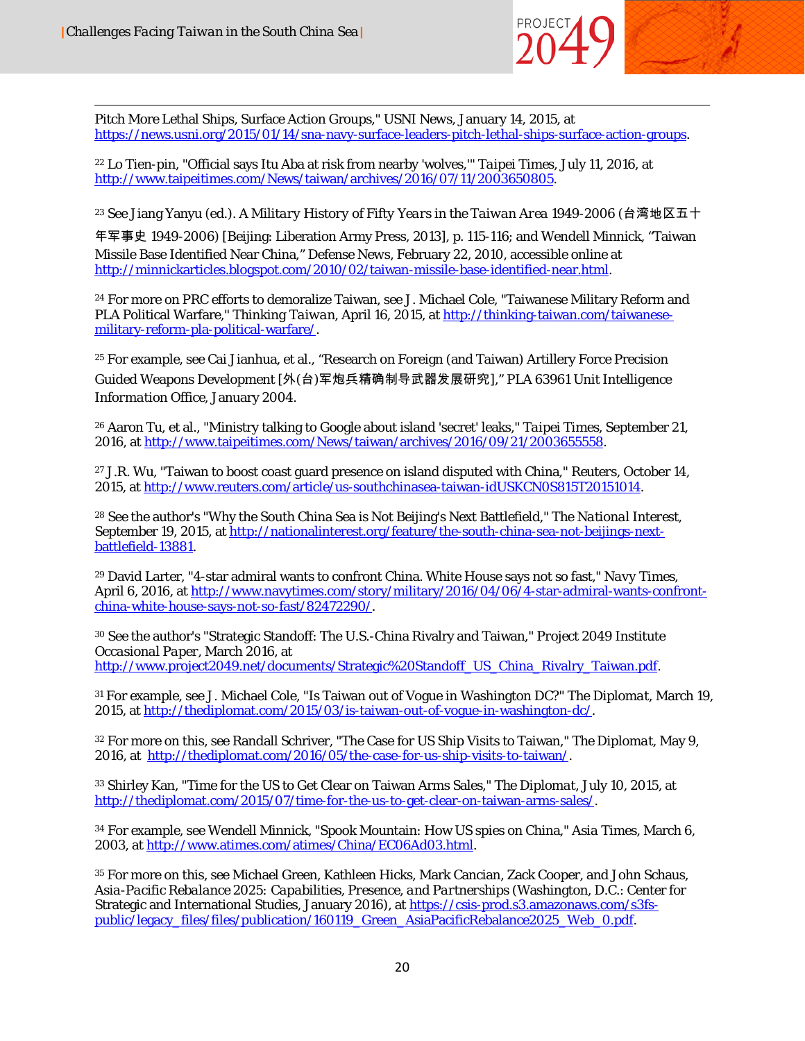Pitch More Lethal Ships, Surface Action Groups," USNI News, January 14, 2015, at https://news.usni.org/2015/01/14/sna-navy-surface-leaders-pitch-lethal-ships-surface-action-groups.

[22] Lo Tien-pin, "Official says Itu Aba at risk from nearby 'wolves,'" *Taipei Times*, July 11, 2016, at http://www.taipeitimes.com/News/taiwan/archives/2016/07/11/2003650805.

[23] See Jiang Yanyu (ed.). *A Military History of Fifty Years in the Taiwan Area 1949-2006* (台湾地区五十年军事史 1949-2006) [Beijing: Liberation Army Press, 2013], p. 115-116; and Wendell Minnick, "Taiwan Missile Base Identified Near China," Defense News, February 22, 2010, accessible online at http://minnickarticles.blogspot.com/2010/02/taiwan-missile-base-identified-near.html.

[24] For more on PRC efforts to demoralize Taiwan, see J. Michael Cole, "Taiwanese Military Reform and PLA Political Warfare," *Thinking Taiwan*, April 16, 2015, at http://thinking-taiwan.com/taiwanese-military-reform-pla-political-warfare/.

[25] For example, see Cai Jianhua, et al., "Research on Foreign (and Taiwan) Artillery Force Precision Guided Weapons Development [外(台)军炮兵精确制导武器发展研究]," PLA 63961 Unit Intelligence Information Office, January 2004.

[26] Aaron Tu, et al., "Ministry talking to Google about island 'secret' leaks," *Taipei Times*, September 21, 2016, at http://www.taipeitimes.com/News/taiwan/archives/2016/09/21/2003655558.

[27] J.R. Wu, "Taiwan to boost coast guard presence on island disputed with China," Reuters, October 14, 2015, at http://www.reuters.com/article/us-southchinasea-taiwan-idUSKCN0S815T20151014.

[28] See the author's "Why the South China Sea is Not Beijing's Next Battlefield," *The National Interest*, September 19, 2015, at http://nationalinterest.org/feature/the-south-china-sea-not-beijings-next-battlefield-13881.

[29] David Larter, "4-star admiral wants to confront China. White House says not so fast," *Navy Times*, April 6, 2016, at http://www.navytimes.com/story/military/2016/04/06/4-star-admiral-wants-confront-china-white-house-says-not-so-fast/82472290/.

[30] See the author's "Strategic Standoff: The U.S.-China Rivalry and Taiwan," *Project 2049 Institute Occasional Paper*, March 2016, at http://www.project2049.net/documents/Strategic%20Standoff_US_China_Rivalry_Taiwan.pdf.

[31] For example, see J. Michael Cole, "Is Taiwan out of Vogue in Washington DC?" *The Diplomat*, March 19, 2015, at http://thediplomat.com/2015/03/is-taiwan-out-of-vogue-in-washington-dc/.

[32] For more on this, see Randall Schriver, "The Case for US Ship Visits to Taiwan," *The Diplomat*, May 9, 2016, at http://thediplomat.com/2016/05/the-case-for-us-ship-visits-to-taiwan/.

[33] Shirley Kan, "Time for the US to Get Clear on Taiwan Arms Sales," *The Diplomat*, July 10, 2015, at http://thediplomat.com/2015/07/time-for-the-us-to-get-clear-on-taiwan-arms-sales/.

[34] For example, see Wendell Minnick, "Spook Mountain: How US spies on China," Asia Times, March 6, 2003, at http://www.atimes.com/atimes/China/EC06Ad03.html.

[35] For more on this, see Michael Green, Kathleen Hicks, Mark Cancian, Zack Cooper, and John Schaus, *Asia-Pacific Rebalance 2025: Capabilities, Presence, and Partnerships* (Washington, D.C.: Center for Strategic and International Studies, January 2016), at https://csis-prod.s3.amazonaws.com/s3fs-public/legacy_files/files/publication/160119_Green_AsiaPacificRebalance2025_Web_0.pdf.